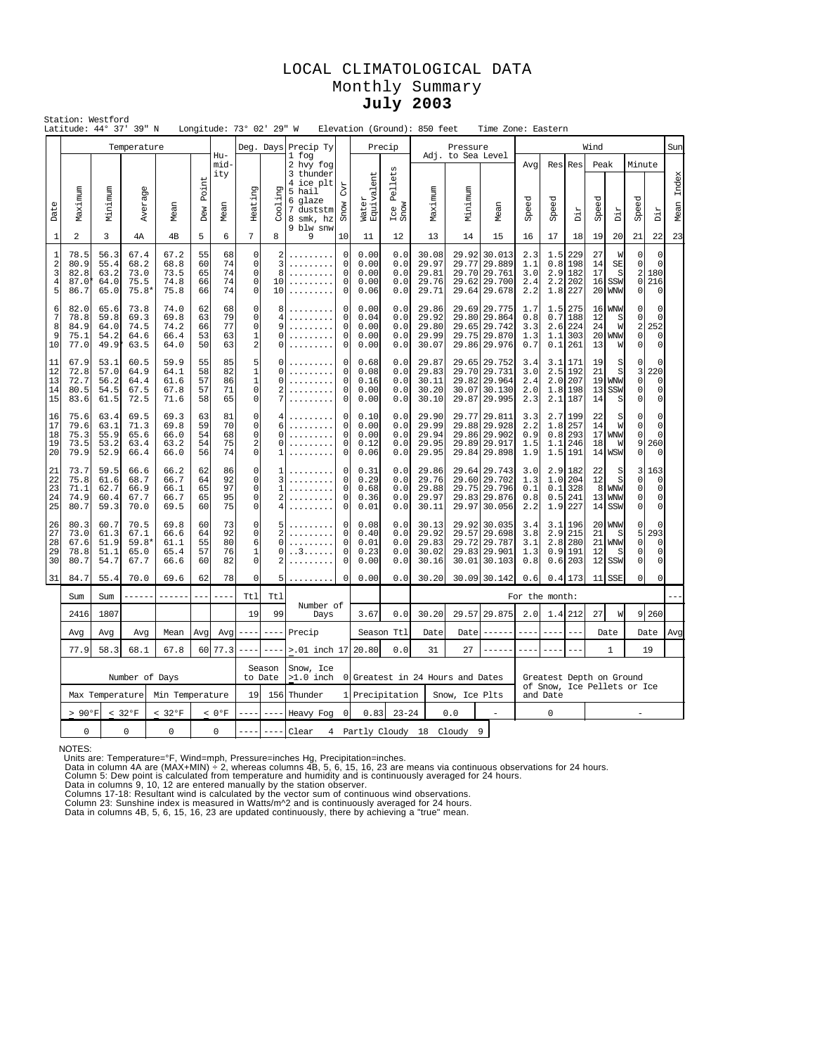# LOCAL CLIMATOLOGICAL DATA
## Monthly Summary
## **July 2003**

Station: Westford
Latitude: 44° 37' 39" N   Longitude: 73° 02' 29" W   Elevation (Ground): 850 feet   Time Zone: Eastern

| Date | Temp Maximum | Temp Minimum | Temp Average | Temp Mean | Dew Point | Humidity Mean | Deg. Days Heating | Deg. Days Cooling | Precip Ty (1 fog, 2 hvy fog, 3 thunder, 4 ice plt, 5 hail, 6 glaze, 7 duststm, 8 smk, hz, 9 blw snw) | Snow Cvr | Precip Water Equivalent | Precip Ice Pellets Snow | Pressure Maximum | Pressure Minimum | Pressure Mean | Wind Avg Speed | Wind Res Speed | Wind Res Dir | Wind Peak Speed | Wind Peak Dir | Wind Minute Speed | Wind Minute Dir | Sun Mean Index |
|---|---|---|---|---|---|---|---|---|---|---|---|---|---|---|---|---|---|---|---|---|---|---|---|
| 1 | 2 | 3 | 4A | 4B | 5 | 6 | 7 | 8 | 9 | 10 | 11 | 12 | 13 | 14 | 15 | 16 | 17 | 18 | 19 | 20 | 21 | 22 | 23 |
| 1 | 78.5 | 56.3 | 67.4 | 67.2 | 55 | 68 | 0 | 2 | ......... | 0 | 0.00 | 0.0 | 30.08 | 29.92 | 30.013 | 2.3 | 1.5 | 229 | 27 | W | 0 | 0 | |
| 2 | 80.9 | 55.4 | 68.2 | 68.8 | 60 | 74 | 0 | 3 | ......... | 0 | 0.00 | 0.0 | 29.97 | 29.77 | 29.889 | 1.1 | 0.8 | 198 | 14 | SE | 0 | 0 | |
| 3 | 82.8 | 63.2 | 73.0 | 73.5 | 65 | 74 | 0 | 8 | ......... | 0 | 0.00 | 0.0 | 29.81 | 29.70 | 29.761 | 3.0 | 2.9 | 182 | 17 | S | 2 | 180 | |
| 4 | 87.0* | 64.0 | 75.5 | 74.8 | 66 | 74 | 0 | 10 | ......... | 0 | 0.00 | 0.0 | 29.76 | 29.62 | 29.700 | 2.4 | 2.2 | 202 | 16 | SSW | 0 | 216 | |
| 5 | 86.7 | 65.0 | 75.8* | 75.8 | 66 | 74 | 0 | 10 | ......... | 0 | 0.06 | 0.0 | 29.71 | 29.64 | 29.678 | 2.2 | 1.8 | 227 | 20 | WNW | 0 | 0 | |
| 6 | 82.0 | 65.6 | 73.8 | 74.0 | 62 | 68 | 0 | 8 | ......... | 0 | 0.00 | 0.0 | 29.86 | 29.69 | 29.775 | 1.7 | 1.5 | 275 | 16 | WNW | 0 | 0 | |
| 7 | 78.8 | 59.8 | 69.3 | 69.8 | 63 | 79 | 0 | 4 | ......... | 0 | 0.04 | 0.0 | 29.92 | 29.80 | 29.864 | 0.8 | 0.7 | 188 | 12 | S | 0 | 0 | |
| 8 | 84.9 | 64.0 | 74.5 | 74.2 | 66 | 77 | 0 | 9 | ......... | 0 | 0.00 | 0.0 | 29.80 | 29.65 | 29.742 | 3.3 | 2.6 | 224 | 24 | W | 2 | 252 | |
| 9 | 75.1 | 54.2 | 64.6 | 66.4 | 53 | 63 | 1 | 0 | ......... | 0 | 0.00 | 0.0 | 29.99 | 29.75 | 29.870 | 1.3 | 1.1 | 303 | 20 | WNW | 0 | 0 | |
| 10 | 77.0 | 49.9* | 63.5 | 64.0 | 50 | 63 | 2 | 0 | ......... | 0 | 0.00 | 0.0 | 30.07 | 29.86 | 29.976 | 0.7 | 0.1 | 261 | 13 | W | 0 | 0 | |
| 11 | 67.9 | 53.1 | 60.5 | 59.9 | 55 | 85 | 5 | 0 | ......... | 0 | 0.68 | 0.0 | 29.87 | 29.65 | 29.752 | 3.4 | 3.1 | 171 | 19 | S | 0 | 0 | |
| 12 | 72.8 | 57.0 | 64.9 | 64.1 | 58 | 82 | 1 | 0 | ......... | 0 | 0.08 | 0.0 | 29.83 | 29.70 | 29.731 | 3.0 | 2.5 | 192 | 21 | S | 3 | 220 | |
| 13 | 72.7 | 56.2 | 64.4 | 61.6 | 57 | 86 | 1 | 0 | ......... | 0 | 0.16 | 0.0 | 30.11 | 29.82 | 29.964 | 2.4 | 2.0 | 207 | 19 | WNW | 0 | 0 | |
| 14 | 80.5 | 54.5 | 67.5 | 67.8 | 57 | 71 | 0 | 2 | ......... | 0 | 0.00 | 0.0 | 30.20 | 30.07 | 30.130 | 2.0 | 1.8 | 198 | 13 | SSW | 0 | 0 | |
| 15 | 83.6 | 61.5 | 72.5 | 71.6 | 58 | 65 | 0 | 7 | ......... | 0 | 0.00 | 0.0 | 30.10 | 29.87 | 29.995 | 2.3 | 2.1 | 187 | 14 | S | 0 | 0 | |
| 16 | 75.6 | 63.4 | 69.5 | 69.3 | 63 | 81 | 0 | 4 | ......... | 0 | 0.10 | 0.0 | 29.90 | 29.77 | 29.811 | 3.3 | 2.7 | 199 | 22 | S | 0 | 0 | |
| 17 | 79.6 | 63.1 | 71.3 | 69.8 | 59 | 70 | 0 | 6 | ......... | 0 | 0.00 | 0.0 | 29.99 | 29.88 | 29.928 | 2.2 | 1.8 | 257 | 14 | W | 0 | 0 | |
| 18 | 75.3 | 55.9 | 65.6 | 66.0 | 54 | 68 | 0 | 0 | ......... | 0 | 0.00 | 0.0 | 29.94 | 29.86 | 29.902 | 0.9 | 0.8 | 293 | 17 | WNW | 0 | 0 | |
| 19 | 73.5 | 53.2 | 63.4 | 63.2 | 54 | 75 | 2 | 0 | ......... | 0 | 0.12 | 0.0 | 29.95 | 29.89 | 29.917 | 1.5 | 1.1 | 246 | 18 | W | 9 | 260 | |
| 20 | 79.9 | 52.9 | 66.4 | 66.0 | 56 | 74 | 0 | 1 | ......... | 0 | 0.06 | 0.0 | 29.95 | 29.84 | 29.898 | 1.9 | 1.5 | 191 | 14 | WSW | 0 | 0 | |
| 21 | 73.7 | 59.5 | 66.6 | 66.2 | 62 | 86 | 0 | 1 | ......... | 0 | 0.31 | 0.0 | 29.86 | 29.64 | 29.743 | 3.0 | 2.9 | 182 | 22 | S | 3 | 163 | |
| 22 | 75.8 | 61.6 | 68.7 | 66.7 | 64 | 92 | 0 | 3 | ......... | 0 | 0.29 | 0.0 | 29.76 | 29.60 | 29.702 | 1.3 | 1.0 | 204 | 12 | S | 0 | 0 | |
| 23 | 71.1 | 62.7 | 66.9 | 66.1 | 65 | 97 | 0 | 1 | ......... | 0 | 0.68 | 0.0 | 29.88 | 29.75 | 29.796 | 0.1 | 0.1 | 328 | 8 | WNW | 0 | 0 | |
| 24 | 74.9 | 60.4 | 67.7 | 66.7 | 65 | 95 | 0 | 2 | ......... | 0 | 0.36 | 0.0 | 29.97 | 29.83 | 29.876 | 0.8 | 0.5 | 241 | 13 | WNW | 0 | 0 | |
| 25 | 80.7 | 59.3 | 70.0 | 69.5 | 60 | 75 | 0 | 4 | ......... | 0 | 0.01 | 0.0 | 30.11 | 29.97 | 30.056 | 2.2 | 1.9 | 227 | 14 | SSW | 0 | 0 | |
| 26 | 80.3 | 60.7 | 70.5 | 69.8 | 60 | 73 | 0 | 5 | ......... | 0 | 0.08 | 0.0 | 30.13 | 29.92 | 30.035 | 3.4 | 3.1 | 196 | 20 | WNW | 0 | 0 | |
| 27 | 73.0 | 61.3 | 67.1 | 66.6 | 64 | 92 | 0 | 2 | ......... | 0 | 0.40 | 0.0 | 29.92 | 29.57 | 29.698 | 3.8 | 2.9 | 215 | 21 | S | 5 | 293 | |
| 28 | 67.6 | 51.9 | 59.8* | 61.1 | 55 | 80 | 6 | 0 | ......... | 0 | 0.01 | 0.0 | 29.83 | 29.72 | 29.787 | 3.1 | 2.8 | 280 | 21 | WNW | 0 | 0 | |
| 29 | 78.8 | 51.1 | 65.0 | 65.4 | 57 | 76 | 1 | 0 | ..3...... | 0 | 0.23 | 0.0 | 30.02 | 29.83 | 29.901 | 1.3 | 0.9 | 191 | 12 | S | 0 | 0 | |
| 30 | 80.7 | 54.7 | 67.7 | 66.6 | 60 | 82 | 0 | 2 | ......... | 0 | 0.00 | 0.0 | 30.16 | 30.01 | 30.103 | 0.8 | 0.6 | 203 | 12 | SSW | 0 | 0 | |
| 31 | 84.7 | 55.4 | 70.0 | 69.6 | 62 | 78 | 0 | 5 | ......... | 0 | 0.00 | 0.0 | 30.20 | 30.09 | 30.142 | 0.6 | 0.4 | 173 | 11 | SSE | 0 | 0 | |
| | Sum | Sum | ------ | ------ | --- | ---- | Ttl | Ttl | Number of Days | | | | For the month: | | | | | | | | | | --- |
| | 2416 | 1807 | | | | | 19 | 99 | | | 3.67 | 0.0 | 30.20 | 29.57 | 29.875 | 2.0 | 1.4 | 212 | 27 | W | 9 | 260 | |
| | Avg | Avg | Avg | Mean | Avg | Avg | ---- | ---- | Precip | | Season Ttl | | Date | Date | ------ | ---- | ---- | --- | Date | | Date | | Avg |
| | 77.9 | 58.3 | 68.1 | 67.8 | 60 | 77.3 | ---- | ---- | >.01 inch 17 | | 20.80 | 0.0 | 31 | 27 | ------ | ---- | ---- | --- | 1 | | 19 | | |

| Number of Days | | | | Season to Date | | | | | | |
|---|---|---|---|---|---|---|---|---|---|---|
| Max Temperature | | Min Temperature | | 19 | 156 | Snow, Ice >1.0 inch | 0 | Greatest in 24 Hours and Dates | | Greatest Depth on Ground of Snow, Ice Pellets or Ice and Date |
| > 90°F | < 32°F | < 32°F | < 0°F | ---- | ---- | Thunder | 1 | Precipitation | Snow, Ice Plts | |
| 0 | 0 | 0 | 0 | ---- | ---- | Heavy Fog | 0 | 0.83 23-24 | 0.0 - | 0 - |
| | | | | | | Clear | 4 | Partly Cloudy 18 | Cloudy 9 | |

NOTES:
Units are: Temperature=°F, Wind=mph, Pressure=inches Hg, Precipitation=inches.
Data in column 4A are (MAX+MIN) ÷ 2, whereas columns 4B, 5, 6, 15, 16, 23 are means via continuous observations for 24 hours.
Column 5: Dew point is calculated from temperature and humidity and is continuously averaged for 24 hours.
Data in columns 9, 10, 12 are entered manually by the station observer.
Columns 17-18: Resultant wind is calculated by the vector sum of continuous wind observations.
Column 23: Sunshine index is measured in Watts/m^2 and is continuously averaged for 24 hours.
Data in columns 4B, 5, 6, 15, 16, 23 are updated continuously, there by achieving a "true" mean.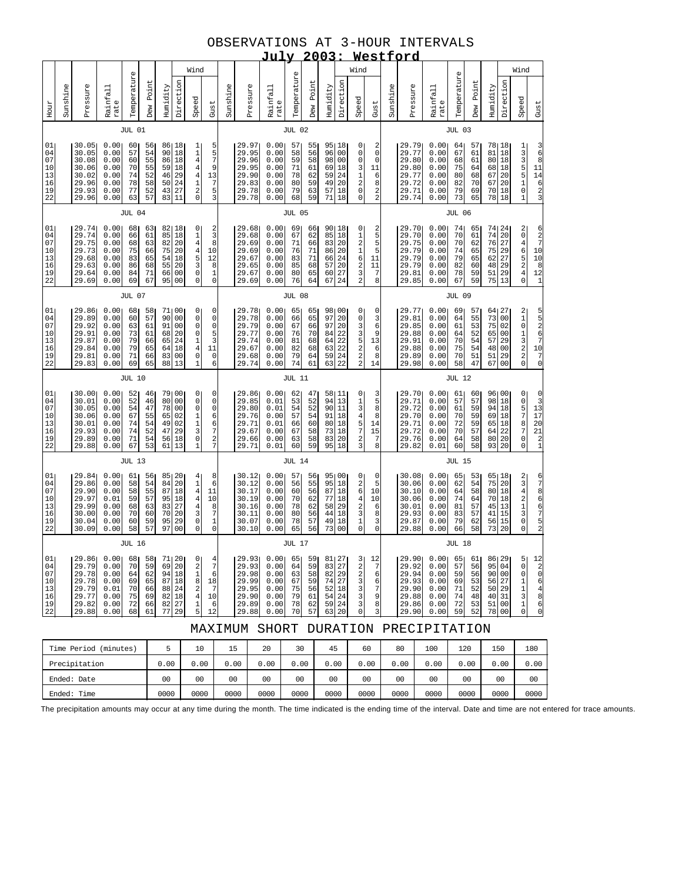# OBSERVATIONS AT 3-HOUR INTERVALS

## July 2003: Westford

| Hour | Sunshine | Pressure | Rainfall rate | Temperature | Dew Point | Humidity | Wind Direction | Wind Speed | Wind Gust | Sunshine | Pressure | Rainfall rate | Temperature | Dew Point | Humidity | Wind Direction | Wind Speed | Wind Gust | Sunshine | Pressure | Rainfall rate | Temperature | Dew Point | Humidity | Wind Direction | Wind Speed | Wind Gust |
|---|---|---|---|---|---|---|---|---|---|---|---|---|---|---|---|---|---|---|---|---|---|---|---|---|---|---|---|
| | | | | JUL 01 | | | | | | | | | JUL 02 | | | | | | | | | JUL 03 | | | | | |
| 01 | | 30.05 | 0.00 | 60 | 56 | 86 | 18 | 1 | 5 | | 29.97 | 0.00 | 57 | 55 | 95 | 18 | 0 | 2 | | 29.79 | 0.00 | 64 | 57 | 78 | 18 | 1 | 3 |
| 04 | | 30.05 | 0.00 | 57 | 54 | 90 | 18 | 1 | 5 | | 29.95 | 0.00 | 58 | 56 | 96 | 00 | 0 | 0 | | 29.77 | 0.00 | 67 | 61 | 81 | 18 | 3 | 6 |
| 07 | | 30.08 | 0.00 | 60 | 55 | 86 | 18 | 4 | 7 | | 29.96 | 0.00 | 59 | 58 | 98 | 00 | 0 | 0 | | 29.80 | 0.00 | 68 | 61 | 80 | 18 | 3 | 8 |
| 10 | | 30.06 | 0.00 | 70 | 55 | 59 | 18 | 4 | 9 | | 29.95 | 0.00 | 71 | 61 | 69 | 18 | 3 | 11 | | 29.80 | 0.00 | 75 | 64 | 68 | 18 | 5 | 11 |
| 13 | | 30.02 | 0.00 | 74 | 52 | 46 | 29 | 4 | 13 | | 29.90 | 0.00 | 78 | 62 | 59 | 24 | 1 | 6 | | 29.77 | 0.00 | 80 | 68 | 67 | 20 | 5 | 14 |
| 16 | | 29.96 | 0.00 | 78 | 58 | 50 | 24 | 1 | 7 | | 29.83 | 0.00 | 80 | 59 | 49 | 20 | 2 | 8 | | 29.72 | 0.00 | 82 | 70 | 67 | 20 | 1 | 6 |
| 19 | | 29.93 | 0.00 | 77 | 52 | 43 | 27 | 2 | 5 | | 29.78 | 0.00 | 79 | 63 | 57 | 18 | 0 | 2 | | 29.71 | 0.00 | 79 | 69 | 70 | 18 | 0 | 2 |
| 22 | | 29.96 | 0.00 | 63 | 57 | 83 | 11 | 0 | 3 | | 29.78 | 0.00 | 68 | 59 | 71 | 18 | 0 | 2 | | 29.74 | 0.00 | 73 | 65 | 78 | 18 | 1 | 3 |
| | | | | JUL 04 | | | | | | | | | JUL 05 | | | | | | | | | JUL 06 | | | | | |
| 01 | | 29.74 | 0.00 | 68 | 63 | 82 | 18 | 0 | 2 | | 29.68 | 0.00 | 69 | 66 | 90 | 18 | 0 | 2 | | 29.70 | 0.00 | 74 | 65 | 74 | 24 | 2 | 6 |
| 04 | | 29.74 | 0.00 | 66 | 61 | 85 | 18 | 1 | 3 | | 29.68 | 0.00 | 67 | 62 | 85 | 18 | 1 | 5 | | 29.70 | 0.00 | 70 | 61 | 74 | 20 | 0 | 2 |
| 07 | | 29.75 | 0.00 | 68 | 63 | 82 | 20 | 4 | 8 | | 29.69 | 0.00 | 71 | 66 | 83 | 20 | 2 | 5 | | 29.75 | 0.00 | 70 | 62 | 76 | 27 | 4 | 7 |
| 10 | | 29.73 | 0.00 | 75 | 66 | 75 | 20 | 4 | 10 | | 29.69 | 0.00 | 76 | 71 | 86 | 20 | 1 | 5 | | 29.79 | 0.00 | 74 | 65 | 75 | 29 | 6 | 10 |
| 13 | | 29.68 | 0.00 | 83 | 65 | 54 | 18 | 5 | 12 | | 29.67 | 0.00 | 83 | 71 | 66 | 24 | 6 | 11 | | 29.79 | 0.00 | 79 | 65 | 62 | 27 | 5 | 10 |
| 16 | | 29.63 | 0.00 | 86 | 68 | 55 | 20 | 3 | 8 | | 29.65 | 0.00 | 85 | 68 | 55 | 20 | 2 | 11 | | 29.79 | 0.00 | 82 | 60 | 48 | 29 | 2 | 8 |
| 19 | | 29.64 | 0.00 | 84 | 71 | 66 | 00 | 0 | 1 | | 29.67 | 0.00 | 80 | 65 | 60 | 27 | 3 | 7 | | 29.81 | 0.00 | 78 | 59 | 51 | 29 | 4 | 12 |
| 22 | | 29.69 | 0.00 | 69 | 67 | 95 | 00 | 0 | 0 | | 29.69 | 0.00 | 76 | 64 | 67 | 24 | 2 | 8 | | 29.85 | 0.00 | 67 | 59 | 75 | 13 | 0 | 1 |
| | | | | JUL 07 | | | | | | | | | JUL 08 | | | | | | | | | JUL 09 | | | | | |
| 01 | | 29.86 | 0.00 | 68 | 58 | 71 | 00 | 0 | 0 | | 29.78 | 0.00 | 65 | 65 | 98 | 00 | 0 | 0 | | 29.77 | 0.00 | 69 | 57 | 64 | 27 | 2 | 5 |
| 04 | | 29.89 | 0.00 | 60 | 57 | 90 | 00 | 0 | 0 | | 29.78 | 0.00 | 66 | 65 | 97 | 20 | 0 | 3 | | 29.81 | 0.00 | 64 | 55 | 73 | 00 | 1 | 5 |
| 07 | | 29.92 | 0.00 | 63 | 61 | 91 | 00 | 0 | 0 | | 29.79 | 0.00 | 67 | 66 | 97 | 20 | 3 | 6 | | 29.85 | 0.00 | 61 | 53 | 75 | 02 | 0 | 2 |
| 10 | | 29.91 | 0.00 | 73 | 61 | 68 | 20 | 0 | 5 | | 29.77 | 0.00 | 76 | 70 | 84 | 22 | 3 | 9 | | 29.88 | 0.00 | 64 | 52 | 65 | 00 | 1 | 6 |
| 13 | | 29.87 | 0.00 | 79 | 66 | 65 | 24 | 1 | 3 | | 29.74 | 0.00 | 81 | 68 | 64 | 22 | 5 | 13 | | 29.91 | 0.00 | 70 | 54 | 57 | 29 | 3 | 7 |
| 16 | | 29.84 | 0.00 | 79 | 65 | 64 | 18 | 4 | 11 | | 29.67 | 0.00 | 82 | 68 | 63 | 22 | 5 | 6 | | 29.88 | 0.00 | 75 | 54 | 48 | 00 | 2 | 10 |
| 19 | | 29.81 | 0.00 | 71 | 66 | 83 | 00 | 0 | 0 | | 29.68 | 0.00 | 79 | 64 | 59 | 24 | 2 | 8 | | 29.89 | 0.00 | 70 | 51 | 51 | 29 | 2 | 7 |
| 22 | | 29.83 | 0.00 | 69 | 65 | 88 | 13 | 1 | 6 | | 29.74 | 0.00 | 74 | 61 | 63 | 22 | 2 | 14 | | 29.98 | 0.00 | 58 | 47 | 67 | 00 | 0 | 0 |
| | | | | JUL 10 | | | | | | | | | JUL 11 | | | | | | | | | JUL 12 | | | | | |
| 01 | | 30.00 | 0.00 | 52 | 46 | 79 | 00 | 0 | 0 | | 29.86 | 0.00 | 62 | 47 | 58 | 11 | 0 | 3 | | 29.70 | 0.00 | 61 | 60 | 96 | 00 | 0 | 0 |
| 04 | | 30.01 | 0.00 | 52 | 46 | 80 | 00 | 0 | 0 | | 29.85 | 0.01 | 53 | 52 | 94 | 13 | 1 | 5 | | 29.71 | 0.00 | 57 | 57 | 98 | 18 | 0 | 3 |
| 07 | | 30.05 | 0.00 | 54 | 47 | 78 | 00 | 0 | 0 | | 29.80 | 0.01 | 54 | 52 | 90 | 11 | 3 | 8 | | 29.72 | 0.00 | 61 | 59 | 94 | 18 | 5 | 13 |
| 10 | | 30.06 | 0.00 | 67 | 55 | 65 | 02 | 1 | 6 | | 29.76 | 0.00 | 57 | 54 | 91 | 18 | 4 | 8 | | 29.70 | 0.00 | 70 | 59 | 69 | 18 | 7 | 17 |
| 13 | | 30.01 | 0.00 | 74 | 54 | 49 | 02 | 1 | 6 | | 29.71 | 0.01 | 66 | 60 | 80 | 18 | 5 | 14 | | 29.71 | 0.00 | 72 | 59 | 65 | 18 | 8 | 20 |
| 16 | | 29.93 | 0.00 | 74 | 52 | 47 | 29 | 3 | 7 | | 29.67 | 0.00 | 67 | 58 | 73 | 18 | 7 | 15 | | 29.72 | 0.00 | 70 | 57 | 64 | 22 | 7 | 21 |
| 19 | | 29.89 | 0.00 | 71 | 54 | 56 | 18 | 0 | 2 | | 29.66 | 0.00 | 63 | 58 | 83 | 20 | 2 | 7 | | 29.76 | 0.00 | 64 | 58 | 80 | 20 | 0 | 2 |
| 22 | | 29.88 | 0.00 | 67 | 53 | 61 | 13 | 1 | 7 | | 29.71 | 0.01 | 60 | 59 | 95 | 18 | 3 | 8 | | 29.82 | 0.01 | 60 | 58 | 93 | 20 | 0 | 1 |
| | | | | JUL 13 | | | | | | | | | JUL 14 | | | | | | | | | JUL 15 | | | | | |
| 01 | | 29.84 | 0.00 | 61 | 56 | 85 | 20 | 4 | 8 | | 30.12 | 0.00 | 57 | 56 | 95 | 00 | 0 | 0 | | 30.08 | 0.00 | 65 | 53 | 65 | 18 | 2 | 6 |
| 04 | | 29.86 | 0.00 | 58 | 54 | 84 | 20 | 1 | 6 | | 30.12 | 0.00 | 56 | 55 | 95 | 18 | 2 | 5 | | 30.06 | 0.00 | 62 | 54 | 75 | 20 | 3 | 7 |
| 07 | | 29.90 | 0.00 | 58 | 55 | 87 | 18 | 4 | 11 | | 30.17 | 0.00 | 60 | 56 | 87 | 18 | 6 | 10 | | 30.10 | 0.00 | 64 | 58 | 80 | 18 | 4 | 8 |
| 10 | | 29.97 | 0.01 | 59 | 57 | 95 | 18 | 4 | 10 | | 30.19 | 0.00 | 70 | 62 | 77 | 18 | 4 | 10 | | 30.06 | 0.00 | 74 | 64 | 70 | 18 | 2 | 6 |
| 13 | | 29.99 | 0.00 | 68 | 63 | 83 | 27 | 4 | 8 | | 30.16 | 0.00 | 78 | 62 | 58 | 29 | 2 | 6 | | 30.01 | 0.00 | 81 | 57 | 45 | 13 | 1 | 6 |
| 16 | | 30.00 | 0.00 | 70 | 60 | 70 | 20 | 3 | 7 | | 30.11 | 0.00 | 80 | 56 | 44 | 18 | 3 | 8 | | 29.93 | 0.00 | 83 | 57 | 41 | 15 | 3 | 7 |
| 19 | | 30.04 | 0.00 | 60 | 59 | 95 | 29 | 0 | 1 | | 30.07 | 0.00 | 78 | 57 | 49 | 18 | 1 | 3 | | 29.87 | 0.00 | 79 | 62 | 56 | 15 | 0 | 5 |
| 22 | | 30.09 | 0.00 | 58 | 57 | 97 | 00 | 0 | 0 | | 30.10 | 0.00 | 65 | 56 | 73 | 00 | 0 | 0 | | 29.88 | 0.00 | 66 | 58 | 73 | 20 | 0 | 2 |
| | | | | JUL 16 | | | | | | | | | JUL 17 | | | | | | | | | JUL 18 | | | | | |
| 01 | | 29.86 | 0.00 | 68 | 58 | 71 | 20 | 0 | 4 | | 29.93 | 0.00 | 65 | 59 | 81 | 27 | 3 | 12 | | 29.90 | 0.00 | 65 | 61 | 86 | 29 | 5 | 12 |
| 04 | | 29.79 | 0.00 | 70 | 59 | 69 | 20 | 2 | 7 | | 29.93 | 0.00 | 64 | 59 | 83 | 27 | 2 | 7 | | 29.92 | 0.00 | 57 | 56 | 95 | 04 | 0 | 2 |
| 07 | | 29.78 | 0.00 | 64 | 62 | 94 | 18 | 1 | 6 | | 29.98 | 0.00 | 63 | 58 | 82 | 29 | 2 | 6 | | 29.94 | 0.00 | 59 | 56 | 90 | 00 | 0 | 0 |
| 10 | | 29.78 | 0.00 | 69 | 65 | 87 | 18 | 8 | 18 | | 29.99 | 0.00 | 67 | 59 | 74 | 27 | 3 | 6 | | 29.93 | 0.00 | 69 | 53 | 56 | 27 | 1 | 6 |
| 13 | | 29.79 | 0.01 | 70 | 66 | 88 | 24 | 2 | 7 | | 29.95 | 0.00 | 75 | 56 | 52 | 18 | 3 | 7 | | 29.90 | 0.00 | 71 | 52 | 50 | 29 | 1 | 4 |
| 16 | | 29.77 | 0.00 | 75 | 69 | 82 | 18 | 4 | 10 | | 29.90 | 0.00 | 79 | 61 | 54 | 24 | 3 | 9 | | 29.88 | 0.00 | 74 | 48 | 40 | 31 | 3 | 8 |
| 19 | | 29.82 | 0.00 | 72 | 66 | 82 | 27 | 1 | 6 | | 29.89 | 0.00 | 78 | 62 | 59 | 24 | 3 | 8 | | 29.86 | 0.00 | 72 | 53 | 51 | 00 | 1 | 6 |
| 22 | | 29.88 | 0.00 | 68 | 61 | 77 | 29 | 5 | 12 | | 29.88 | 0.00 | 70 | 57 | 63 | 20 | 0 | 3 | | 29.90 | 0.00 | 59 | 52 | 78 | 00 | 0 | 0 |

## MAXIMUM SHORT DURATION PRECIPITATION

| Time Period (minutes) | 5 | 10 | 15 | 20 | 30 | 45 | 60 | 80 | 100 | 120 | 150 | 180 |
|---|---|---|---|---|---|---|---|---|---|---|---|---|
| Precipitation | 0.00 | 0.00 | 0.00 | 0.00 | 0.00 | 0.00 | 0.00 | 0.00 | 0.00 | 0.00 | 0.00 | 0.00 |
| Ended: Date | 00 | 00 | 00 | 00 | 00 | 00 | 00 | 00 | 00 | 00 | 00 | 00 |
| Ended: Time | 0000 | 0000 | 0000 | 0000 | 0000 | 0000 | 0000 | 0000 | 0000 | 0000 | 0000 | 0000 |

The precipitation amounts may occur at any time during the month. The time indicated is the ending time of the interval. Date and time are not entered for trace amounts.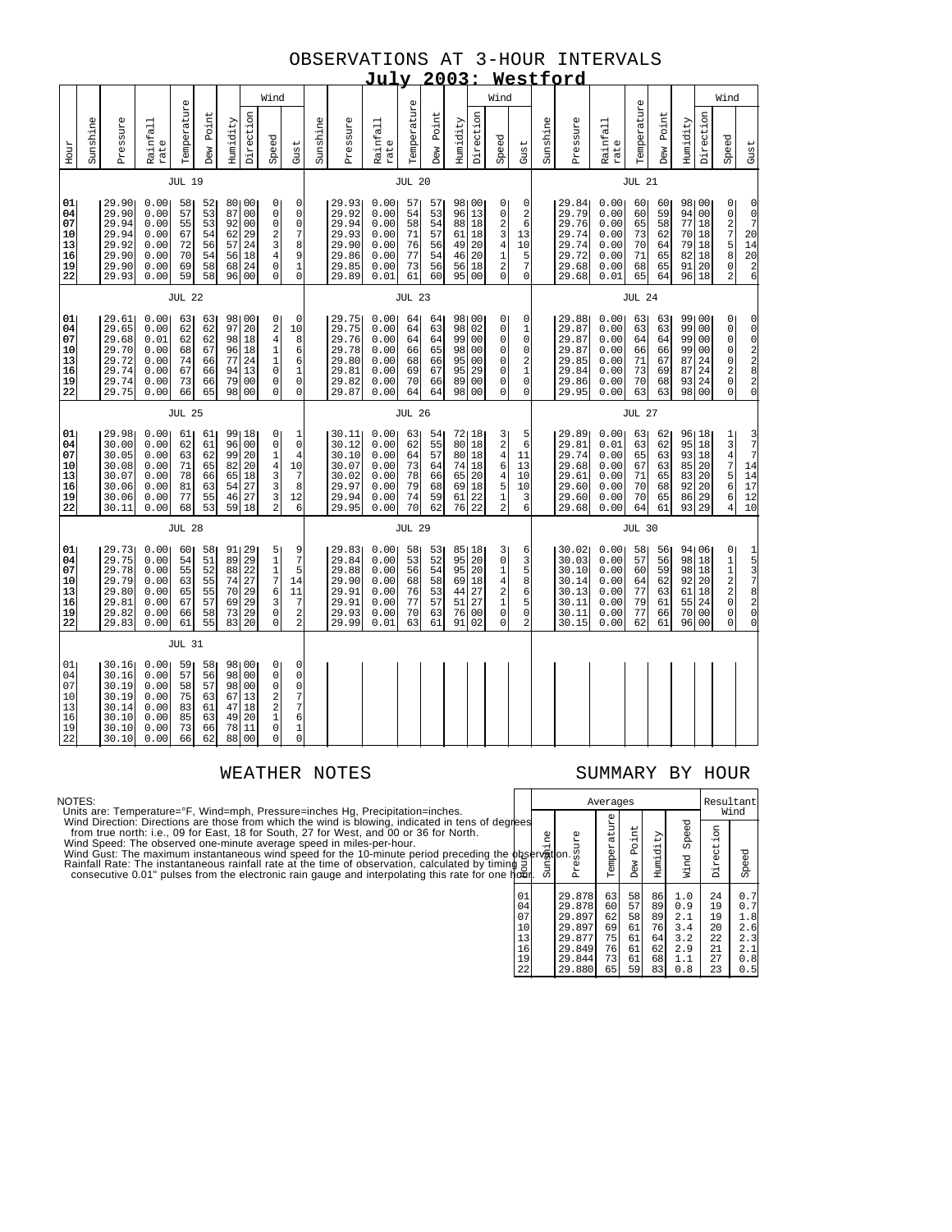# OBSERVATIONS AT 3-HOUR INTERVALS

## July 2003: Westford

### JUL 19

| Hour | Sunshine | Pressure | Rainfall rate | Temperature | Dew Point | Humidity | Wind Direction | Wind Speed | Wind Gust |
|---|---|---|---|---|---|---|---|---|---|
| 01 | | 29.90 | 0.00 | 58 | 52 | 80 | 00 | 0 | 0 |
| 04 | | 29.90 | 0.00 | 57 | 53 | 87 | 00 | 0 | 0 |
| 07 | | 29.94 | 0.00 | 55 | 53 | 92 | 00 | 0 | 0 |
| 10 | | 29.94 | 0.00 | 67 | 54 | 62 | 29 | 2 | 7 |
| 13 | | 29.92 | 0.00 | 72 | 56 | 57 | 24 | 3 | 8 |
| 16 | | 29.90 | 0.00 | 70 | 54 | 56 | 18 | 4 | 9 |
| 19 | | 29.90 | 0.00 | 69 | 58 | 68 | 24 | 0 | 1 |
| 22 | | 29.93 | 0.00 | 59 | 58 | 96 | 00 | 0 | 0 |

### JUL 20

| Hour | Sunshine | Pressure | Rainfall rate | Temperature | Dew Point | Humidity | Wind Direction | Wind Speed | Wind Gust |
|---|---|---|---|---|---|---|---|---|---|
| 01 | | 29.93 | 0.00 | 57 | 57 | 98 | 00 | 0 | 0 |
| 04 | | 29.92 | 0.00 | 54 | 53 | 96 | 13 | 0 | 2 |
| 07 | | 29.94 | 0.00 | 58 | 54 | 88 | 18 | 2 | 6 |
| 10 | | 29.93 | 0.00 | 71 | 57 | 61 | 18 | 3 | 13 |
| 13 | | 29.90 | 0.00 | 76 | 56 | 49 | 20 | 4 | 10 |
| 16 | | 29.86 | 0.00 | 77 | 54 | 46 | 20 | 1 | 5 |
| 19 | | 29.85 | 0.00 | 73 | 56 | 56 | 18 | 2 | 7 |
| 22 | | 29.89 | 0.01 | 61 | 60 | 95 | 00 | 0 | 0 |

### JUL 21

| Hour | Sunshine | Pressure | Rainfall rate | Temperature | Dew Point | Humidity | Wind Direction | Wind Speed | Wind Gust |
|---|---|---|---|---|---|---|---|---|---|
| 01 | | 29.84 | 0.00 | 60 | 60 | 98 | 00 | 0 | 0 |
| 04 | | 29.79 | 0.00 | 60 | 59 | 94 | 00 | 0 | 0 |
| 07 | | 29.76 | 0.00 | 65 | 58 | 77 | 18 | 2 | 7 |
| 10 | | 29.74 | 0.00 | 73 | 62 | 70 | 18 | 7 | 20 |
| 13 | | 29.74 | 0.00 | 70 | 64 | 79 | 18 | 5 | 14 |
| 16 | | 29.72 | 0.00 | 71 | 65 | 82 | 18 | 8 | 20 |
| 19 | | 29.68 | 0.00 | 68 | 65 | 91 | 20 | 0 | 2 |
| 22 | | 29.68 | 0.01 | 65 | 64 | 96 | 18 | 2 | 6 |

### JUL 22

| Hour | Sunshine | Pressure | Rainfall rate | Temperature | Dew Point | Humidity | Wind Direction | Wind Speed | Wind Gust |
|---|---|---|---|---|---|---|---|---|---|
| 01 | | 29.61 | 0.00 | 63 | 63 | 98 | 00 | 0 | 0 |
| 04 | | 29.65 | 0.00 | 62 | 62 | 97 | 20 | 2 | 10 |
| 07 | | 29.68 | 0.01 | 62 | 62 | 98 | 18 | 4 | 8 |
| 10 | | 29.70 | 0.00 | 68 | 67 | 96 | 18 | 1 | 6 |
| 13 | | 29.72 | 0.00 | 74 | 66 | 77 | 24 | 1 | 6 |
| 16 | | 29.74 | 0.00 | 67 | 66 | 94 | 13 | 0 | 1 |
| 19 | | 29.74 | 0.00 | 73 | 66 | 79 | 00 | 0 | 0 |
| 22 | | 29.75 | 0.00 | 66 | 65 | 98 | 00 | 0 | 0 |

### JUL 23

| Hour | Sunshine | Pressure | Rainfall rate | Temperature | Dew Point | Humidity | Wind Direction | Wind Speed | Wind Gust |
|---|---|---|---|---|---|---|---|---|---|
| 01 | | 29.75 | 0.00 | 64 | 64 | 98 | 00 | 0 | 0 |
| 04 | | 29.75 | 0.00 | 64 | 63 | 98 | 02 | 0 | 1 |
| 07 | | 29.76 | 0.00 | 64 | 64 | 99 | 00 | 0 | 0 |
| 10 | | 29.78 | 0.00 | 66 | 65 | 98 | 00 | 0 | 0 |
| 13 | | 29.80 | 0.00 | 68 | 66 | 95 | 00 | 0 | 2 |
| 16 | | 29.81 | 0.00 | 69 | 67 | 95 | 29 | 0 | 1 |
| 19 | | 29.82 | 0.00 | 70 | 66 | 89 | 00 | 0 | 0 |
| 22 | | 29.87 | 0.00 | 64 | 64 | 98 | 00 | 0 | 0 |

### JUL 24

| Hour | Sunshine | Pressure | Rainfall rate | Temperature | Dew Point | Humidity | Wind Direction | Wind Speed | Wind Gust |
|---|---|---|---|---|---|---|---|---|---|
| 01 | | 29.88 | 0.00 | 63 | 63 | 99 | 00 | 0 | 0 |
| 04 | | 29.87 | 0.00 | 63 | 63 | 99 | 00 | 0 | 0 |
| 07 | | 29.87 | 0.00 | 64 | 64 | 99 | 00 | 0 | 0 |
| 10 | | 29.87 | 0.00 | 66 | 66 | 99 | 00 | 0 | 2 |
| 13 | | 29.85 | 0.00 | 71 | 67 | 87 | 24 | 0 | 2 |
| 16 | | 29.84 | 0.00 | 73 | 69 | 87 | 24 | 2 | 8 |
| 19 | | 29.86 | 0.00 | 70 | 68 | 93 | 24 | 0 | 2 |
| 22 | | 29.95 | 0.00 | 63 | 63 | 98 | 00 | 0 | 0 |

### JUL 25

| Hour | Sunshine | Pressure | Rainfall rate | Temperature | Dew Point | Humidity | Wind Direction | Wind Speed | Wind Gust |
|---|---|---|---|---|---|---|---|---|---|
| 01 | | 29.98 | 0.00 | 61 | 61 | 99 | 18 | 0 | 1 |
| 04 | | 30.00 | 0.00 | 62 | 61 | 96 | 00 | 0 | 0 |
| 07 | | 30.05 | 0.00 | 63 | 62 | 99 | 20 | 1 | 4 |
| 10 | | 30.08 | 0.00 | 71 | 65 | 82 | 20 | 4 | 10 |
| 13 | | 30.07 | 0.00 | 78 | 66 | 65 | 18 | 3 | 7 |
| 16 | | 30.06 | 0.00 | 81 | 63 | 54 | 27 | 3 | 8 |
| 19 | | 30.06 | 0.00 | 77 | 55 | 46 | 27 | 3 | 12 |
| 22 | | 30.11 | 0.00 | 68 | 53 | 59 | 18 | 2 | 6 |

### JUL 26

| Hour | Sunshine | Pressure | Rainfall rate | Temperature | Dew Point | Humidity | Wind Direction | Wind Speed | Wind Gust |
|---|---|---|---|---|---|---|---|---|---|
| 01 | | 30.11 | 0.00 | 63 | 54 | 72 | 18 | 3 | 5 |
| 04 | | 30.12 | 0.00 | 62 | 55 | 80 | 18 | 2 | 6 |
| 07 | | 30.10 | 0.00 | 64 | 57 | 80 | 18 | 4 | 11 |
| 10 | | 30.07 | 0.00 | 73 | 64 | 74 | 18 | 6 | 13 |
| 13 | | 30.02 | 0.00 | 78 | 66 | 65 | 20 | 4 | 10 |
| 16 | | 29.97 | 0.00 | 79 | 68 | 69 | 18 | 5 | 10 |
| 19 | | 29.94 | 0.00 | 74 | 59 | 61 | 22 | 1 | 3 |
| 22 | | 29.95 | 0.00 | 70 | 62 | 76 | 22 | 2 | 6 |

### JUL 27

| Hour | Sunshine | Pressure | Rainfall rate | Temperature | Dew Point | Humidity | Wind Direction | Wind Speed | Wind Gust |
|---|---|---|---|---|---|---|---|---|---|
| 01 | | 29.89 | 0.00 | 63 | 62 | 96 | 18 | 1 | 3 |
| 04 | | 29.81 | 0.01 | 63 | 62 | 95 | 18 | 3 | 7 |
| 07 | | 29.74 | 0.00 | 65 | 63 | 93 | 18 | 4 | 7 |
| 10 | | 29.68 | 0.00 | 67 | 63 | 85 | 20 | 7 | 14 |
| 13 | | 29.61 | 0.00 | 71 | 65 | 83 | 20 | 5 | 14 |
| 16 | | 29.60 | 0.00 | 70 | 68 | 92 | 20 | 6 | 17 |
| 19 | | 29.60 | 0.00 | 70 | 65 | 86 | 29 | 6 | 12 |
| 22 | | 29.68 | 0.00 | 64 | 61 | 93 | 29 | 4 | 10 |

### JUL 28

| Hour | Sunshine | Pressure | Rainfall rate | Temperature | Dew Point | Humidity | Wind Direction | Wind Speed | Wind Gust |
|---|---|---|---|---|---|---|---|---|---|
| 01 | | 29.73 | 0.00 | 60 | 58 | 91 | 29 | 5 | 9 |
| 04 | | 29.75 | 0.00 | 54 | 51 | 89 | 29 | 1 | 7 |
| 07 | | 29.78 | 0.00 | 55 | 52 | 88 | 22 | 1 | 5 |
| 10 | | 29.79 | 0.00 | 63 | 55 | 74 | 27 | 7 | 14 |
| 13 | | 29.80 | 0.00 | 65 | 55 | 70 | 29 | 6 | 11 |
| 16 | | 29.81 | 0.00 | 67 | 57 | 69 | 29 | 3 | 7 |
| 19 | | 29.82 | 0.00 | 66 | 58 | 73 | 29 | 0 | 2 |
| 22 | | 29.83 | 0.00 | 61 | 55 | 83 | 20 | 0 | 2 |

### JUL 29

| Hour | Sunshine | Pressure | Rainfall rate | Temperature | Dew Point | Humidity | Wind Direction | Wind Speed | Wind Gust |
|---|---|---|---|---|---|---|---|---|---|
| 01 | | 29.83 | 0.00 | 58 | 53 | 85 | 18 | 3 | 6 |
| 04 | | 29.84 | 0.00 | 53 | 52 | 95 | 20 | 0 | 3 |
| 07 | | 29.88 | 0.00 | 56 | 54 | 95 | 20 | 1 | 5 |
| 10 | | 29.90 | 0.00 | 68 | 58 | 69 | 18 | 4 | 8 |
| 13 | | 29.91 | 0.00 | 76 | 53 | 44 | 27 | 2 | 6 |
| 16 | | 29.91 | 0.00 | 77 | 57 | 51 | 27 | 1 | 5 |
| 19 | | 29.93 | 0.00 | 70 | 63 | 76 | 00 | 0 | 0 |
| 22 | | 29.99 | 0.01 | 63 | 61 | 91 | 02 | 0 | 2 |

### JUL 30

| Hour | Sunshine | Pressure | Rainfall rate | Temperature | Dew Point | Humidity | Wind Direction | Wind Speed | Wind Gust |
|---|---|---|---|---|---|---|---|---|---|
| 01 | | 30.02 | 0.00 | 58 | 56 | 94 | 06 | 0 | 1 |
| 04 | | 30.03 | 0.00 | 57 | 56 | 98 | 18 | 1 | 5 |
| 07 | | 30.10 | 0.00 | 60 | 59 | 98 | 18 | 1 | 3 |
| 10 | | 30.14 | 0.00 | 64 | 62 | 92 | 20 | 2 | 7 |
| 13 | | 30.13 | 0.00 | 77 | 63 | 61 | 18 | 2 | 8 |
| 16 | | 30.11 | 0.00 | 79 | 61 | 55 | 24 | 0 | 2 |
| 19 | | 30.11 | 0.00 | 77 | 66 | 70 | 00 | 0 | 0 |
| 22 | | 30.15 | 0.00 | 62 | 61 | 96 | 00 | 0 | 0 |

### JUL 31

| Hour | Sunshine | Pressure | Rainfall rate | Temperature | Dew Point | Humidity | Wind Direction | Wind Speed | Wind Gust |
|---|---|---|---|---|---|---|---|---|---|
| 01 | | 30.16 | 0.00 | 59 | 58 | 98 | 00 | 0 | 0 |
| 04 | | 30.16 | 0.00 | 57 | 56 | 98 | 00 | 0 | 0 |
| 07 | | 30.19 | 0.00 | 58 | 57 | 98 | 00 | 0 | 0 |
| 10 | | 30.19 | 0.00 | 75 | 63 | 67 | 13 | 2 | 7 |
| 13 | | 30.14 | 0.00 | 83 | 61 | 47 | 18 | 2 | 7 |
| 16 | | 30.10 | 0.00 | 85 | 63 | 49 | 20 | 1 | 6 |
| 19 | | 30.10 | 0.00 | 73 | 66 | 78 | 11 | 0 | 1 |
| 22 | | 30.10 | 0.00 | 66 | 62 | 88 | 00 | 0 | 0 |

## WEATHER NOTES

NOTES:
Units are: Temperature=°F, Wind=mph, Pressure=inches Hg, Precipitation=inches.
Wind Direction: Directions are those from which the wind is blowing, indicated in tens of degrees from true north: i.e., 09 for East, 18 for South, 27 for West, and 00 or 36 for North.
Wind Speed: The observed one-minute average speed in miles-per-hour.
Wind Gust: The maximum instantaneous wind speed for the 10-minute period preceding the observation.
Rainfall Rate: The instantaneous rainfall rate at the time of observation, calculated by timing consecutive 0.01" pulses from the electronic rain gauge and interpolating this rate for one hour.

## SUMMARY BY HOUR

| Hour | Averages | | | | | | Resultant Wind | |
|---|---|---|---|---|---|---|---|---|
| | Sunshine | Pressure | Temperature | Dew Point | Humidity | Wind Speed | Direction | Speed |
| 01 | | 29.878 | 63 | 58 | 86 | 1.0 | 24 | 0.7 |
| 04 | | 29.878 | 60 | 57 | 89 | 0.9 | 19 | 0.7 |
| 07 | | 29.897 | 62 | 58 | 89 | 2.1 | 19 | 1.8 |
| 10 | | 29.897 | 69 | 61 | 76 | 3.4 | 20 | 2.6 |
| 13 | | 29.877 | 75 | 61 | 64 | 3.2 | 22 | 2.3 |
| 16 | | 29.849 | 76 | 61 | 62 | 2.9 | 21 | 2.1 |
| 19 | | 29.844 | 73 | 61 | 68 | 1.1 | 27 | 0.8 |
| 22 | | 29.880 | 65 | 59 | 83 | 0.8 | 23 | 0.5 |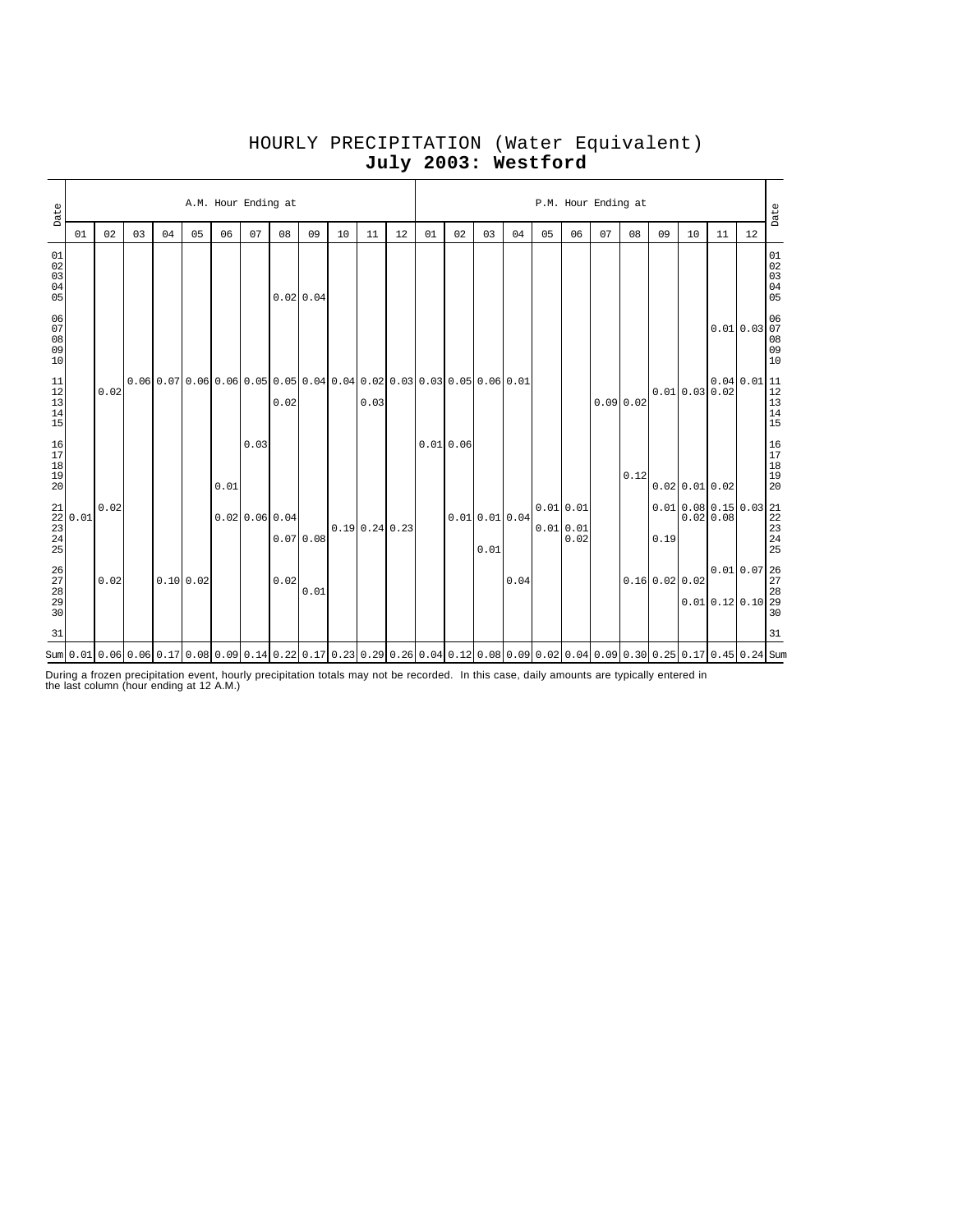# HOURLY PRECIPITATION (Water Equivalent)

## **July 2003: Westford**

| Date | A.M. Hour Ending at | | | | | | | | | | | | P.M. Hour Ending at | | | | | | | | | | | | Date |
|---|---|---|---|---|---|---|---|---|---|---|---|---|---|---|---|---|---|---|---|---|---|---|---|---|---|
| | 01 | 02 | 03 | 04 | 05 | 06 | 07 | 08 | 09 | 10 | 11 | 12 | 01 | 02 | 03 | 04 | 05 | 06 | 07 | 08 | 09 | 10 | 11 | 12 | |
| 01 | | | | | | | | | | | | | | | | | | | | | | | | | 01 |
| 02 | | | | | | | | | | | | | | | | | | | | | | | | | 02 |
| 03 | | | | | | | | | | | | | | | | | | | | | | | | | 03 |
| 04 | | | | | | | | | | | | | | | | | | | | | | | | | 04 |
| 05 | | | | | | | | 0.02 | 0.04 | | | | | | | | | | | | | | | | 05 |
| 06 | | | | | | | | | | | | | | | | | | | | | | | | | 06 |
| 07 | | | | | | | | | | | | | | | | | | | | | | | 0.01 | 0.03 | 07 |
| 08 | | | | | | | | | | | | | | | | | | | | | | | | | 08 |
| 09 | | | | | | | | | | | | | | | | | | | | | | | | | 09 |
| 10 | | | | | | | | | | | | | | | | | | | | | | | | | 10 |
| 11 | | | 0.06 | 0.07 | 0.06 | 0.06 | 0.05 | 0.05 | 0.04 | 0.04 | 0.02 | 0.03 | 0.03 | 0.05 | 0.06 | 0.01 | | | | | | | 0.04 | 0.01 | 11 |
| 12 | | 0.02 | | | | | | | | | | | | | | | | | | | 0.01 | 0.03 | 0.02 | | 12 |
| 13 | | | | | | | | 0.02 | | | 0.03 | | | | | | | | 0.09 | 0.02 | | | | | 13 |
| 14 | | | | | | | | | | | | | | | | | | | | | | | | | 14 |
| 15 | | | | | | | | | | | | | | | | | | | | | | | | | 15 |
| 16 | | | | | | | 0.03 | | | | | | 0.01 | 0.06 | | | | | | | | | | | 16 |
| 17 | | | | | | | | | | | | | | | | | | | | | | | | | 17 |
| 18 | | | | | | | | | | | | | | | | | | | | | | | | | 18 |
| 19 | | | | | | | | | | | | | | | | | | | | 0.12 | | | | | 19 |
| 20 | | | | | | 0.01 | | | | | | | | | | | | | | | 0.02 | 0.01 | 0.02 | | 20 |
| 21 | | 0.02 | | | | | | | | | | | | | | | 0.01 | 0.01 | | | 0.01 | 0.08 | 0.15 | 0.03 | 21 |
| 22 | 0.01 | | | | | 0.02 | 0.06 | 0.04 | | | | | | 0.01 | 0.01 | 0.04 | | | | | | 0.02 | 0.08 | | 22 |
| 23 | | | | | | | | | | 0.19 | 0.24 | 0.23 | | | | | 0.01 | 0.01 | | | | | | | 23 |
| 24 | | | | | | | | 0.07 | 0.08 | | | | | | | | | 0.02 | | | 0.19 | | | | 24 |
| 25 | | | | | | | | | | | | | | | 0.01 | | | | | | | | | | 25 |
| 26 | | | | | | | | | | | | | | | | | | | | | | | 0.01 | 0.07 | 26 |
| 27 | | 0.02 | | 0.10 | 0.02 | | | 0.02 | | | | | | | | 0.04 | | | | 0.16 | 0.02 | 0.02 | | | 27 |
| 28 | | | | | | | | | 0.01 | | | | | | | | | | | | | | | | 28 |
| 29 | | | | | | | | | | | | | | | | | | | | | | 0.01 | 0.12 | 0.10 | 29 |
| 30 | | | | | | | | | | | | | | | | | | | | | | | | | 30 |
| 31 | | | | | | | | | | | | | | | | | | | | | | | | | 31 |
| Sum | 0.01 | 0.06 | 0.06 | 0.17 | 0.08 | 0.09 | 0.14 | 0.22 | 0.17 | 0.23 | 0.29 | 0.26 | 0.04 | 0.12 | 0.08 | 0.09 | 0.02 | 0.04 | 0.09 | 0.30 | 0.25 | 0.17 | 0.45 | 0.24 | Sum |

During a frozen precipitation event, hourly precipitation totals may not be recorded. In this case, daily amounts are typically entered in the last column (hour ending at 12 A.M.)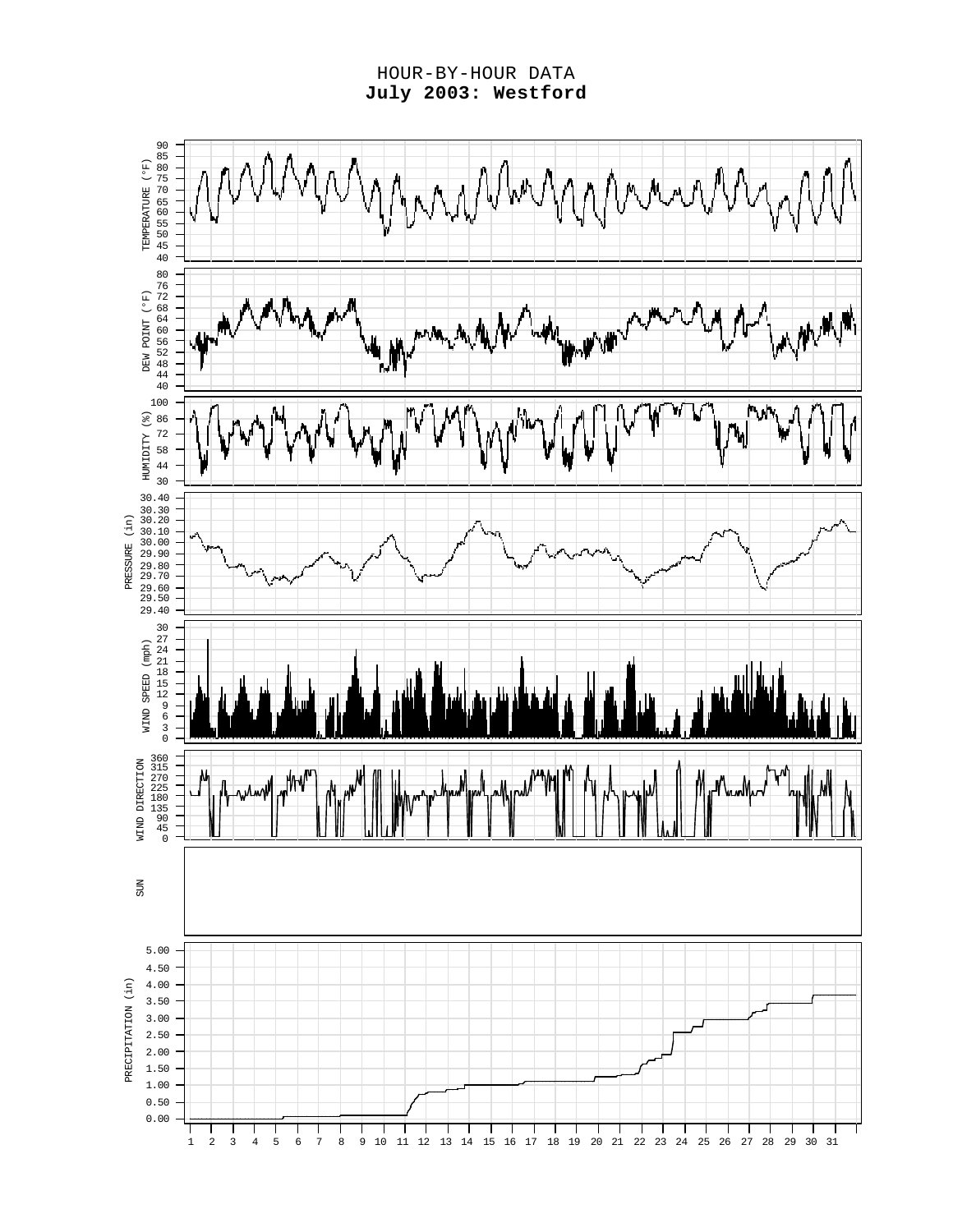HOUR-BY-HOUR DATA

**July 2003: Westford**

TEMPERATURE (°F)

DEW POINT (°F)

HUMIDITY (%)

PRESSURE (in)

WIND SPEED (mph)

WIND DIRECTION

SUN

PRECIPITATION (in)

1 2 3 4 5 6 7 8 9 10 11 12 13 14 15 16 17 18 19 20 21 22 23 24 25 26 27 28 29 30 31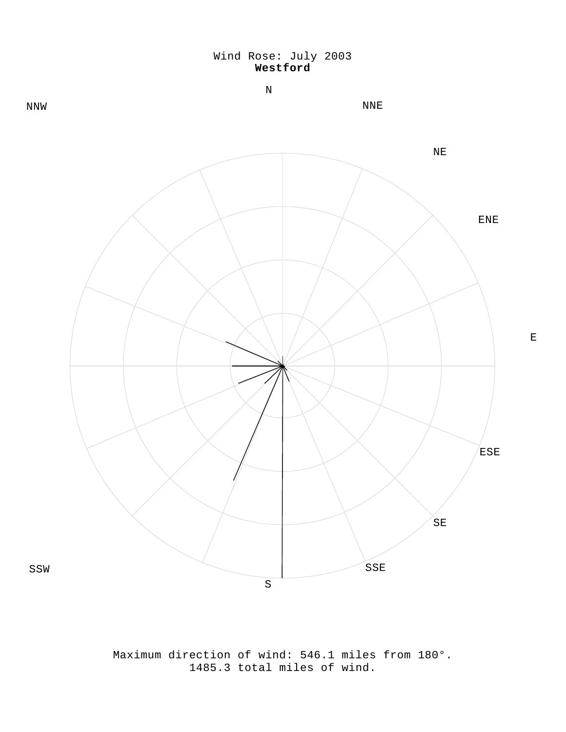Wind Rose: July 2003

**Westford**

N

NNE

NE

ENE

E

ESE

SE

SSE

S

SSW

NNW

Maximum direction of wind: 546.1 miles from 180°.

1485.3 total miles of wind.